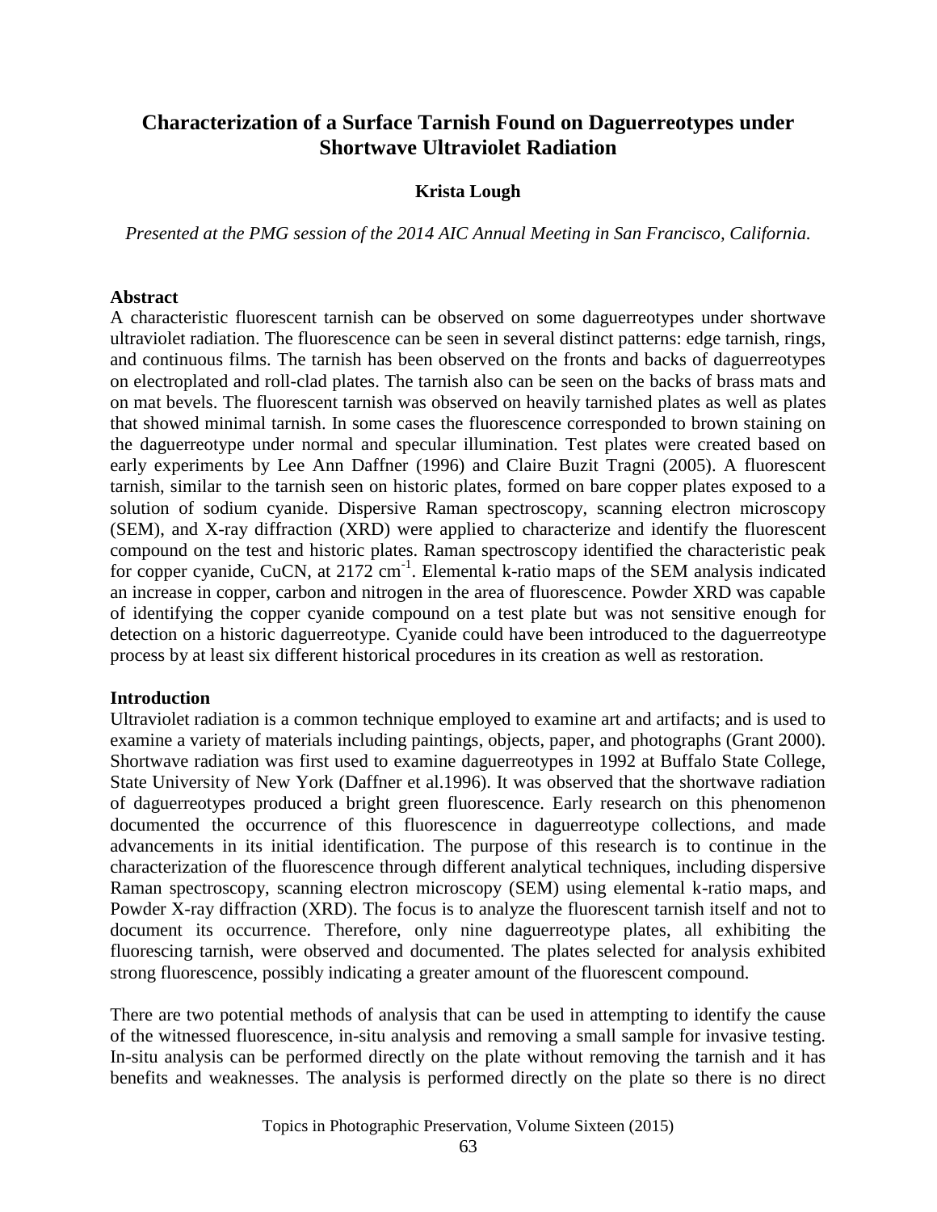# Characterization of a Surface Tarnish Found on Daguerreotypes under Shortwave Ultraviolet Radiation

**Krista Lough**

*Presented at the PMG session of the 2014 AIC Annual Meeting in San Francisco, California.*

## Abstract

A characteristic fluorescent tarnish can be observed on some daguerreotypes under shortwave ultraviolet radiation. The fluorescence can be seen in several distinct patterns: edge tarnish, rings, and continuous films. The tarnish has been observed on the fronts and backs of daguerreotypes on electroplated and roll-clad plates. The tarnish also can be seen on the backs of brass mats and on mat bevels. The fluorescent tarnish was observed on heavily tarnished plates as well as plates that showed minimal tarnish. In some cases the fluorescence corresponded to brown staining on the daguerreotype under normal and specular illumination. Test plates were created based on early experiments by Lee Ann Daffner (1996) and Claire Buzit Tragni (2005). A fluorescent tarnish, similar to the tarnish seen on historic plates, formed on bare copper plates exposed to a solution of sodium cyanide. Dispersive Raman spectroscopy, scanning electron microscopy (SEM), and X-ray diffraction (XRD) were applied to characterize and identify the fluorescent compound on the test and historic plates. Raman spectroscopy identified the characteristic peak for copper cyanide, CuCN, at 2172 $cm^{-1}$. Elemental k-ratio maps of the SEM analysis indicated an increase in copper, carbon and nitrogen in the area of fluorescence. Powder XRD was capable of identifying the copper cyanide compound on a test plate but was not sensitive enough for detection on a historic daguerreotype. Cyanide could have been introduced to the daguerreotype process by at least six different historical procedures in its creation as well as restoration.

## Introduction

Ultraviolet radiation is a common technique employed to examine art and artifacts; and is used to examine a variety of materials including paintings, objects, paper, and photographs (Grant 2000). Shortwave radiation was first used to examine daguerreotypes in 1992 at Buffalo State College, State University of New York (Daffner et al.1996). It was observed that the shortwave radiation of daguerreotypes produced a bright green fluorescence. Early research on this phenomenon documented the occurrence of this fluorescence in daguerreotype collections, and made advancements in its initial identification. The purpose of this research is to continue in the characterization of the fluorescence through different analytical techniques, including dispersive Raman spectroscopy, scanning electron microscopy (SEM) using elemental k-ratio maps, and Powder X-ray diffraction (XRD). The focus is to analyze the fluorescent tarnish itself and not to document its occurrence. Therefore, only nine daguerreotype plates, all exhibiting the fluorescing tarnish, were observed and documented. The plates selected for analysis exhibited strong fluorescence, possibly indicating a greater amount of the fluorescent compound.

There are two potential methods of analysis that can be used in attempting to identify the cause of the witnessed fluorescence, in-situ analysis and removing a small sample for invasive testing. In-situ analysis can be performed directly on the plate without removing the tarnish and it has benefits and weaknesses. The analysis is performed directly on the plate so there is no direct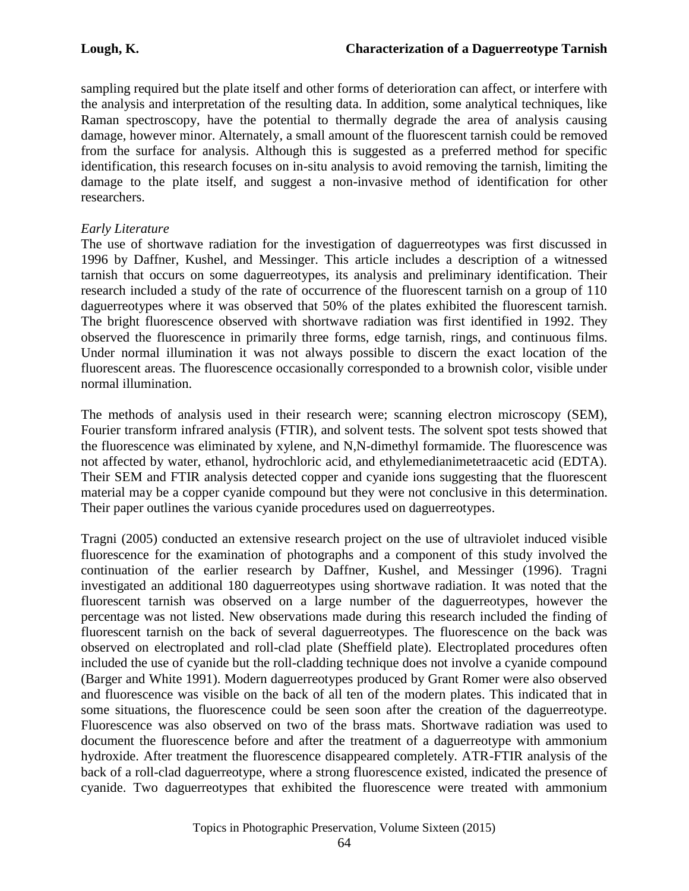sampling required but the plate itself and other forms of deterioration can affect, or interfere with the analysis and interpretation of the resulting data. In addition, some analytical techniques, like Raman spectroscopy, have the potential to thermally degrade the area of analysis causing damage, however minor. Alternately, a small amount of the fluorescent tarnish could be removed from the surface for analysis. Although this is suggested as a preferred method for specific identification, this research focuses on in-situ analysis to avoid removing the tarnish, limiting the damage to the plate itself, and suggest a non-invasive method of identification for other researchers.

*Early Literature*

The use of shortwave radiation for the investigation of daguerreotypes was first discussed in 1996 by Daffner, Kushel, and Messinger. This article includes a description of a witnessed tarnish that occurs on some daguerreotypes, its analysis and preliminary identification. Their research included a study of the rate of occurrence of the fluorescent tarnish on a group of 110 daguerreotypes where it was observed that 50% of the plates exhibited the fluorescent tarnish. The bright fluorescence observed with shortwave radiation was first identified in 1992. They observed the fluorescence in primarily three forms, edge tarnish, rings, and continuous films. Under normal illumination it was not always possible to discern the exact location of the fluorescent areas. The fluorescence occasionally corresponded to a brownish color, visible under normal illumination.

The methods of analysis used in their research were; scanning electron microscopy (SEM), Fourier transform infrared analysis (FTIR), and solvent tests. The solvent spot tests showed that the fluorescence was eliminated by xylene, and N,N-dimethyl formamide. The fluorescence was not affected by water, ethanol, hydrochloric acid, and ethylemedianimetetraacetic acid (EDTA). Their SEM and FTIR analysis detected copper and cyanide ions suggesting that the fluorescent material may be a copper cyanide compound but they were not conclusive in this determination. Their paper outlines the various cyanide procedures used on daguerreotypes.

Tragni (2005) conducted an extensive research project on the use of ultraviolet induced visible fluorescence for the examination of photographs and a component of this study involved the continuation of the earlier research by Daffner, Kushel, and Messinger (1996). Tragni investigated an additional 180 daguerreotypes using shortwave radiation. It was noted that the fluorescent tarnish was observed on a large number of the daguerreotypes, however the percentage was not listed. New observations made during this research included the finding of fluorescent tarnish on the back of several daguerreotypes. The fluorescence on the back was observed on electroplated and roll-clad plate (Sheffield plate). Electroplated procedures often included the use of cyanide but the roll-cladding technique does not involve a cyanide compound (Barger and White 1991). Modern daguerreotypes produced by Grant Romer were also observed and fluorescence was visible on the back of all ten of the modern plates. This indicated that in some situations, the fluorescence could be seen soon after the creation of the daguerreotype. Fluorescence was also observed on two of the brass mats. Shortwave radiation was used to document the fluorescence before and after the treatment of a daguerreotype with ammonium hydroxide. After treatment the fluorescence disappeared completely. ATR-FTIR analysis of the back of a roll-clad daguerreotype, where a strong fluorescence existed, indicated the presence of cyanide. Two daguerreotypes that exhibited the fluorescence were treated with ammonium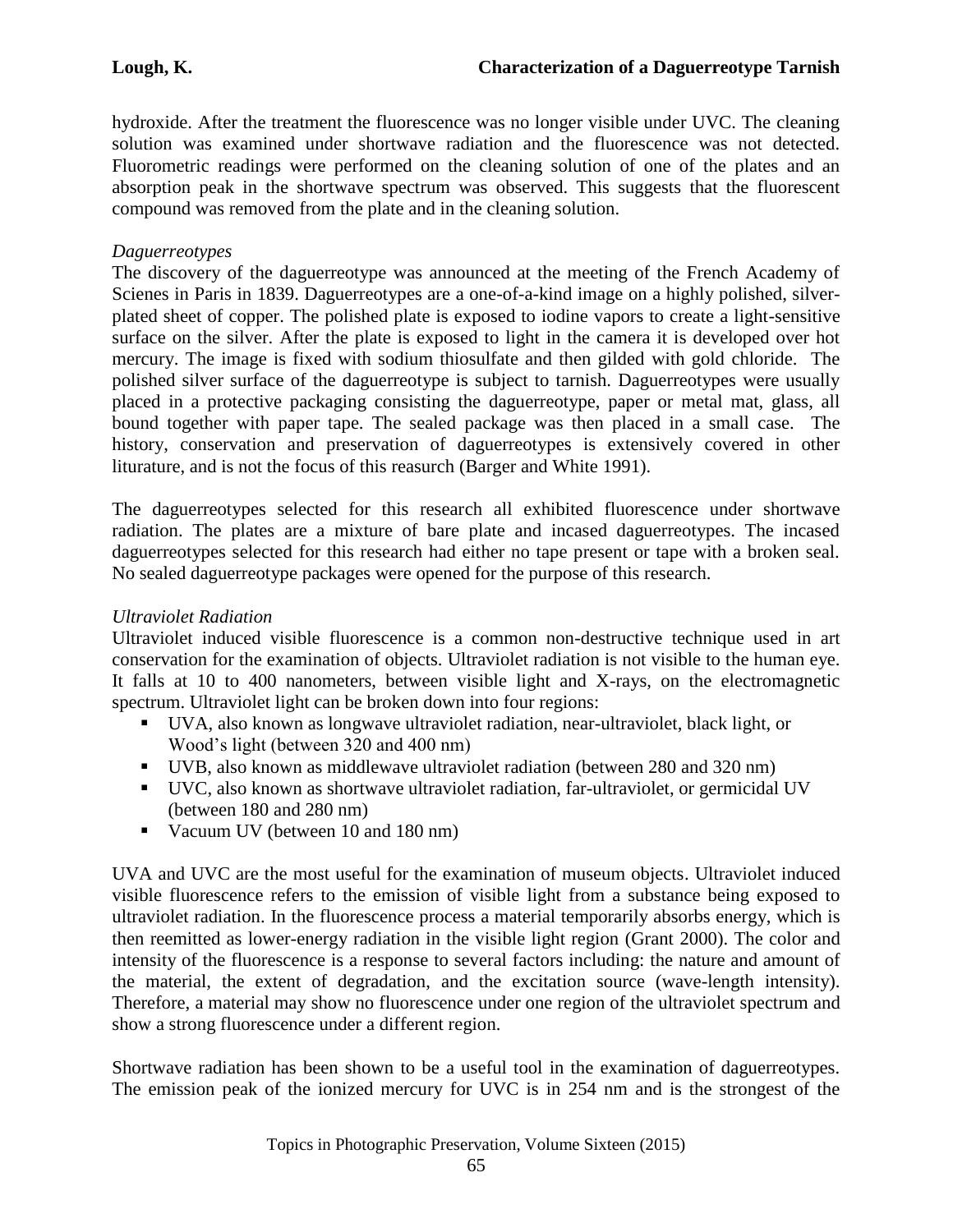hydroxide. After the treatment the fluorescence was no longer visible under UVC. The cleaning solution was examined under shortwave radiation and the fluorescence was not detected. Fluorometric readings were performed on the cleaning solution of one of the plates and an absorption peak in the shortwave spectrum was observed. This suggests that the fluorescent compound was removed from the plate and in the cleaning solution.

*Daguerreotypes*

The discovery of the daguerreotype was announced at the meeting of the French Academy of Scienes in Paris in 1839. Daguerreotypes are a one-of-a-kind image on a highly polished, silver-plated sheet of copper. The polished plate is exposed to iodine vapors to create a light-sensitive surface on the silver. After the plate is exposed to light in the camera it is developed over hot mercury. The image is fixed with sodium thiosulfate and then gilded with gold chloride. The polished silver surface of the daguerreotype is subject to tarnish. Daguerreotypes were usually placed in a protective packaging consisting the daguerreotype, paper or metal mat, glass, all bound together with paper tape. The sealed package was then placed in a small case. The history, conservation and preservation of daguerreotypes is extensively covered in other liturature, and is not the focus of this reasurch (Barger and White 1991).

The daguerreotypes selected for this research all exhibited fluorescence under shortwave radiation. The plates are a mixture of bare plate and incased daguerreotypes. The incased daguerreotypes selected for this research had either no tape present or tape with a broken seal. No sealed daguerreotype packages were opened for the purpose of this research.

*Ultraviolet Radiation*

Ultraviolet induced visible fluorescence is a common non-destructive technique used in art conservation for the examination of objects. Ultraviolet radiation is not visible to the human eye. It falls at 10 to 400 nanometers, between visible light and X-rays, on the electromagnetic spectrum. Ultraviolet light can be broken down into four regions:

- UVA, also known as longwave ultraviolet radiation, near-ultraviolet, black light, or Wood's light (between 320 and 400 nm)
- UVB, also known as middlewave ultraviolet radiation (between 280 and 320 nm)
- UVC, also known as shortwave ultraviolet radiation, far-ultraviolet, or germicidal UV (between 180 and 280 nm)
- Vacuum UV (between 10 and 180 nm)

UVA and UVC are the most useful for the examination of museum objects. Ultraviolet induced visible fluorescence refers to the emission of visible light from a substance being exposed to ultraviolet radiation. In the fluorescence process a material temporarily absorbs energy, which is then reemitted as lower-energy radiation in the visible light region (Grant 2000). The color and intensity of the fluorescence is a response to several factors including: the nature and amount of the material, the extent of degradation, and the excitation source (wave-length intensity). Therefore, a material may show no fluorescence under one region of the ultraviolet spectrum and show a strong fluorescence under a different region.

Shortwave radiation has been shown to be a useful tool in the examination of daguerreotypes. The emission peak of the ionized mercury for UVC is in 254 nm and is the strongest of the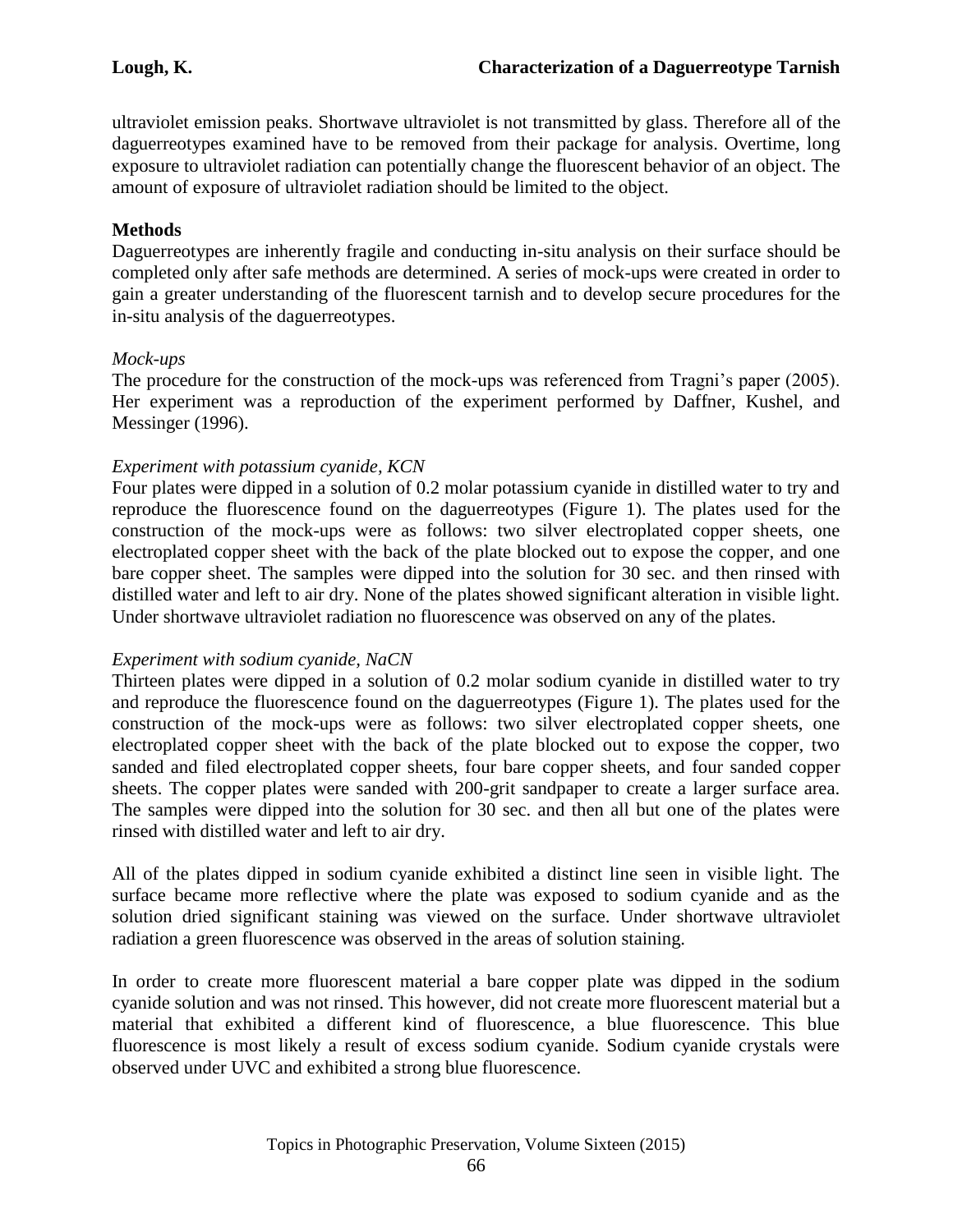ultraviolet emission peaks. Shortwave ultraviolet is not transmitted by glass. Therefore all of the daguerreotypes examined have to be removed from their package for analysis. Overtime, long exposure to ultraviolet radiation can potentially change the fluorescent behavior of an object. The amount of exposure of ultraviolet radiation should be limited to the object.

## Methods

Daguerreotypes are inherently fragile and conducting in-situ analysis on their surface should be completed only after safe methods are determined. A series of mock-ups were created in order to gain a greater understanding of the fluorescent tarnish and to develop secure procedures for the in-situ analysis of the daguerreotypes.

### *Mock-ups*

The procedure for the construction of the mock-ups was referenced from Tragni's paper (2005). Her experiment was a reproduction of the experiment performed by Daffner, Kushel, and Messinger (1996).

### *Experiment with potassium cyanide, KCN*

Four plates were dipped in a solution of 0.2 molar potassium cyanide in distilled water to try and reproduce the fluorescence found on the daguerreotypes (Figure 1). The plates used for the construction of the mock-ups were as follows: two silver electroplated copper sheets, one electroplated copper sheet with the back of the plate blocked out to expose the copper, and one bare copper sheet. The samples were dipped into the solution for 30 sec. and then rinsed with distilled water and left to air dry. None of the plates showed significant alteration in visible light. Under shortwave ultraviolet radiation no fluorescence was observed on any of the plates.

### *Experiment with sodium cyanide, NaCN*

Thirteen plates were dipped in a solution of 0.2 molar sodium cyanide in distilled water to try and reproduce the fluorescence found on the daguerreotypes (Figure 1). The plates used for the construction of the mock-ups were as follows: two silver electroplated copper sheets, one electroplated copper sheet with the back of the plate blocked out to expose the copper, two sanded and filed electroplated copper sheets, four bare copper sheets, and four sanded copper sheets. The copper plates were sanded with 200-grit sandpaper to create a larger surface area. The samples were dipped into the solution for 30 sec. and then all but one of the plates were rinsed with distilled water and left to air dry.

All of the plates dipped in sodium cyanide exhibited a distinct line seen in visible light. The surface became more reflective where the plate was exposed to sodium cyanide and as the solution dried significant staining was viewed on the surface. Under shortwave ultraviolet radiation a green fluorescence was observed in the areas of solution staining.

In order to create more fluorescent material a bare copper plate was dipped in the sodium cyanide solution and was not rinsed. This however, did not create more fluorescent material but a material that exhibited a different kind of fluorescence, a blue fluorescence. This blue fluorescence is most likely a result of excess sodium cyanide. Sodium cyanide crystals were observed under UVC and exhibited a strong blue fluorescence.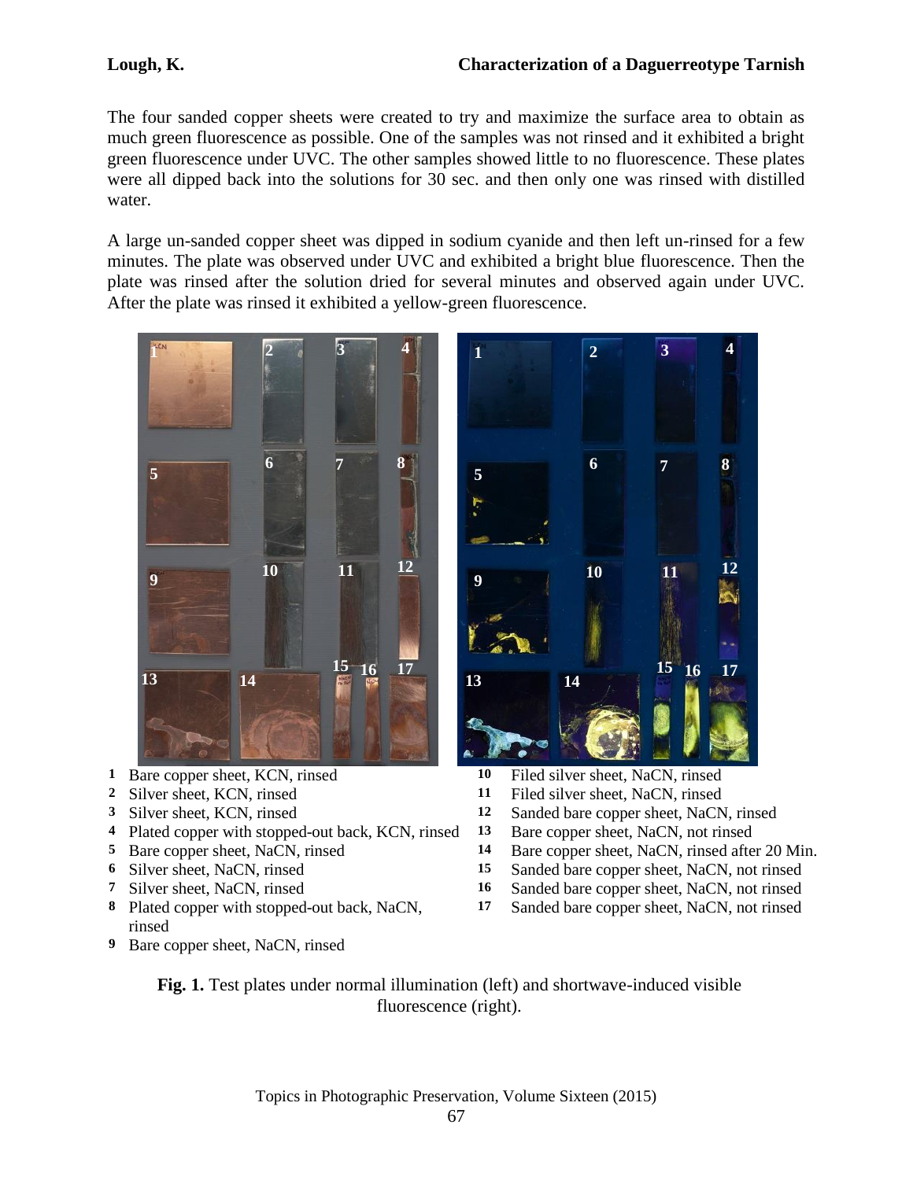The four sanded copper sheets were created to try and maximize the surface area to obtain as much green fluorescence as possible. One of the samples was not rinsed and it exhibited a bright green fluorescence under UVC. The other samples showed little to no fluorescence. These plates were all dipped back into the solutions for 30 sec. and then only one was rinsed with distilled water.

A large un-sanded copper sheet was dipped in sodium cyanide and then left un-rinsed for a few minutes. The plate was observed under UVC and exhibited a bright blue fluorescence. Then the plate was rinsed after the solution dried for several minutes and observed again under UVC. After the plate was rinsed it exhibited a yellow-green fluorescence.

1. Bare copper sheet, KCN, rinsed
2. Silver sheet, KCN, rinsed
3. Silver sheet, KCN, rinsed
4. Plated copper with stopped-out back, KCN, rinsed
5. Bare copper sheet, NaCN, rinsed
6. Silver sheet, NaCN, rinsed
7. Silver sheet, NaCN, rinsed
8. Plated copper with stopped-out back, NaCN, rinsed
9. Bare copper sheet, NaCN, rinsed
10. Filed silver sheet, NaCN, rinsed
11. Filed silver sheet, NaCN, rinsed
12. Sanded bare copper sheet, NaCN, rinsed
13. Bare copper sheet, NaCN, not rinsed
14. Bare copper sheet, NaCN, rinsed after 20 Min.
15. Sanded bare copper sheet, NaCN, not rinsed
16. Sanded bare copper sheet, NaCN, not rinsed
17. Sanded bare copper sheet, NaCN, not rinsed

**Fig. 1.** Test plates under normal illumination (left) and shortwave-induced visible fluorescence (right).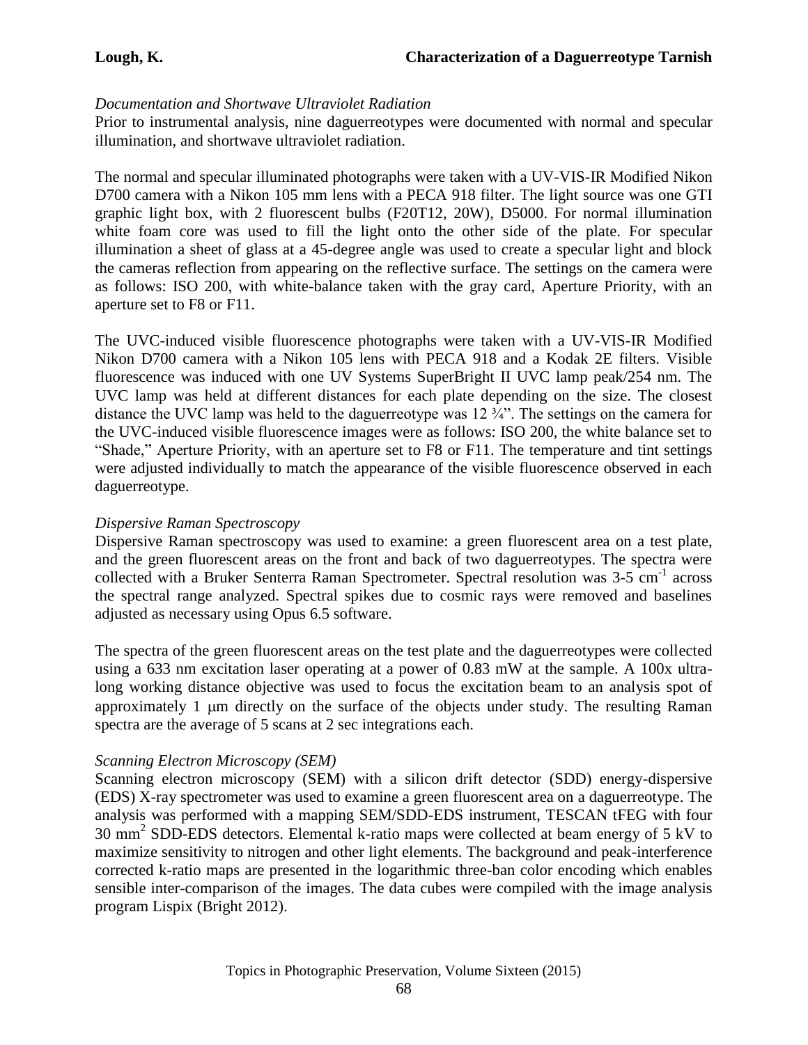*Documentation and Shortwave Ultraviolet Radiation*

Prior to instrumental analysis, nine daguerreotypes were documented with normal and specular illumination, and shortwave ultraviolet radiation.

The normal and specular illuminated photographs were taken with a UV-VIS-IR Modified Nikon D700 camera with a Nikon 105 mm lens with a PECA 918 filter. The light source was one GTI graphic light box, with 2 fluorescent bulbs (F20T12, 20W), D5000. For normal illumination white foam core was used to fill the light onto the other side of the plate. For specular illumination a sheet of glass at a 45-degree angle was used to create a specular light and block the cameras reflection from appearing on the reflective surface. The settings on the camera were as follows: ISO 200, with white-balance taken with the gray card, Aperture Priority, with an aperture set to F8 or F11.

The UVC-induced visible fluorescence photographs were taken with a UV-VIS-IR Modified Nikon D700 camera with a Nikon 105 lens with PECA 918 and a Kodak 2E filters. Visible fluorescence was induced with one UV Systems SuperBright II UVC lamp peak/254 nm. The UVC lamp was held at different distances for each plate depending on the size. The closest distance the UVC lamp was held to the daguerreotype was 12 ¾". The settings on the camera for the UVC-induced visible fluorescence images were as follows: ISO 200, the white balance set to "Shade," Aperture Priority, with an aperture set to F8 or F11. The temperature and tint settings were adjusted individually to match the appearance of the visible fluorescence observed in each daguerreotype.

*Dispersive Raman Spectroscopy*

Dispersive Raman spectroscopy was used to examine: a green fluorescent area on a test plate, and the green fluorescent areas on the front and back of two daguerreotypes. The spectra were collected with a Bruker Senterra Raman Spectrometer. Spectral resolution was 3-5 $cm^{-1}$ across the spectral range analyzed. Spectral spikes due to cosmic rays were removed and baselines adjusted as necessary using Opus 6.5 software.

The spectra of the green fluorescent areas on the test plate and the daguerreotypes were collected using a 633 nm excitation laser operating at a power of 0.83 mW at the sample. A 100x ultra-long working distance objective was used to focus the excitation beam to an analysis spot of approximately 1 μm directly on the surface of the objects under study. The resulting Raman spectra are the average of 5 scans at 2 sec integrations each.

*Scanning Electron Microscopy (SEM)*

Scanning electron microscopy (SEM) with a silicon drift detector (SDD) energy-dispersive (EDS) X-ray spectrometer was used to examine a green fluorescent area on a daguerreotype. The analysis was performed with a mapping SEM/SDD-EDS instrument, TESCAN tFEG with four 30 $mm^2$ SDD-EDS detectors. Elemental k-ratio maps were collected at beam energy of 5 kV to maximize sensitivity to nitrogen and other light elements. The background and peak-interference corrected k-ratio maps are presented in the logarithmic three-ban color encoding which enables sensible inter-comparison of the images. The data cubes were compiled with the image analysis program Lispix (Bright 2012).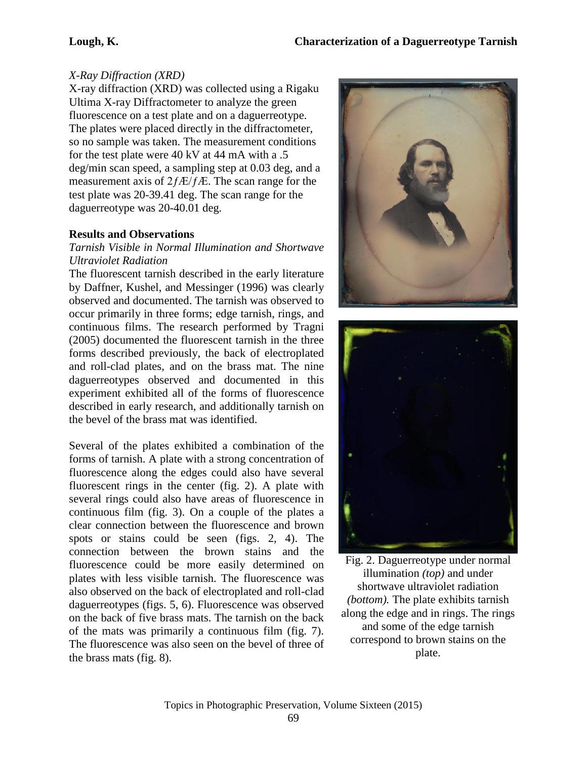### *X-Ray Diffraction (XRD)*

X-ray diffraction (XRD) was collected using a Rigaku Ultima X-ray Diffractometer to analyze the green fluorescence on a test plate and on a daguerreotype. The plates were placed directly in the diffractometer, so no sample was taken. The measurement conditions for the test plate were 40 kV at 44 mA with a .5 deg/min scan speed, a sampling step at 0.03 deg, and a measurement axis of 2ƒÆ/ƒÆ. The scan range for the test plate was 20-39.41 deg. The scan range for the daguerreotype was 20-40.01 deg.

## Results and Observations

### *Tarnish Visible in Normal Illumination and Shortwave Ultraviolet Radiation*

The fluorescent tarnish described in the early literature by Daffner, Kushel, and Messinger (1996) was clearly observed and documented. The tarnish was observed to occur primarily in three forms; edge tarnish, rings, and continuous films. The research performed by Tragni (2005) documented the fluorescent tarnish in the three forms described previously, the back of electroplated and roll-clad plates, and on the brass mat. The nine daguerreotypes observed and documented in this experiment exhibited all of the forms of fluorescence described in early research, and additionally tarnish on the bevel of the brass mat was identified.

Several of the plates exhibited a combination of the forms of tarnish. A plate with a strong concentration of fluorescence along the edges could also have several fluorescent rings in the center (fig. 2). A plate with several rings could also have areas of fluorescence in continuous film (fig. 3). On a couple of the plates a clear connection between the fluorescence and brown spots or stains could be seen (figs. 2, 4). The connection between the brown stains and the fluorescence could be more easily determined on plates with less visible tarnish. The fluorescence was also observed on the back of electroplated and roll-clad daguerreotypes (figs. 5, 6). Fluorescence was observed on the back of five brass mats. The tarnish on the back of the mats was primarily a continuous film (fig. 7). The fluorescence was also seen on the bevel of three of the brass mats (fig. 8).

Fig. 2. Daguerreotype under normal illumination *(top)* and under shortwave ultraviolet radiation *(bottom).* The plate exhibits tarnish along the edge and in rings. The rings and some of the edge tarnish correspond to brown stains on the plate.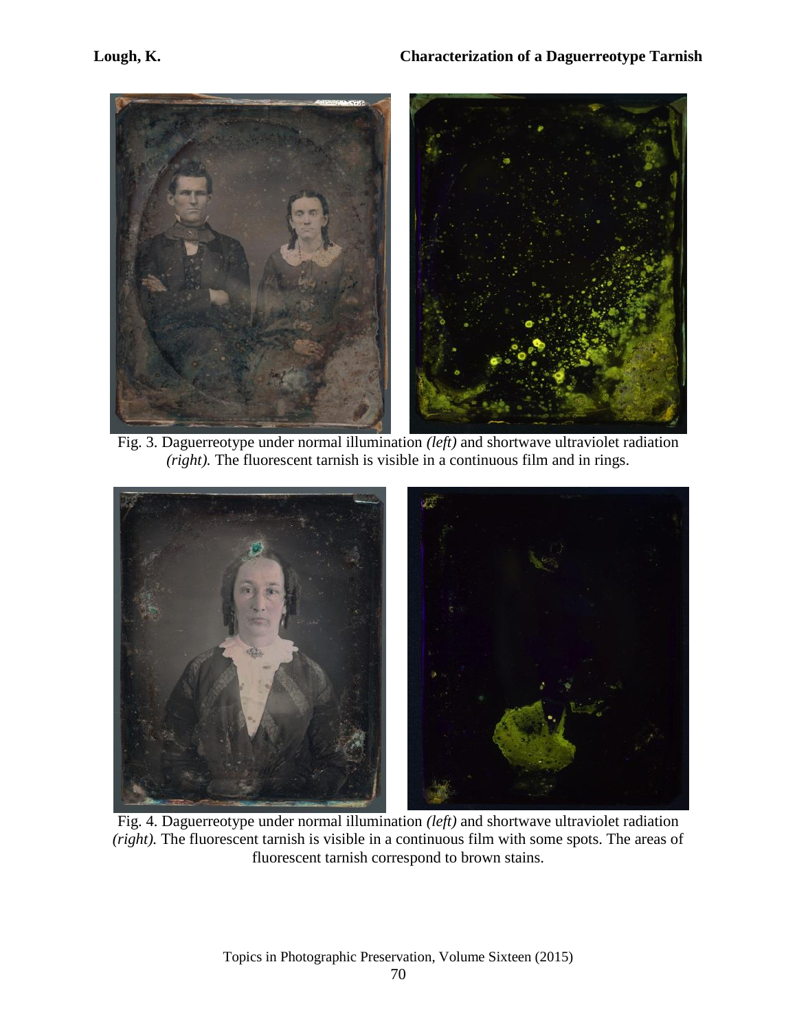Fig. 3. Daguerreotype under normal illumination *(left)* and shortwave ultraviolet radiation *(right).* The fluorescent tarnish is visible in a continuous film and in rings.

Fig. 4. Daguerreotype under normal illumination *(left)* and shortwave ultraviolet radiation *(right).* The fluorescent tarnish is visible in a continuous film with some spots. The areas of fluorescent tarnish correspond to brown stains.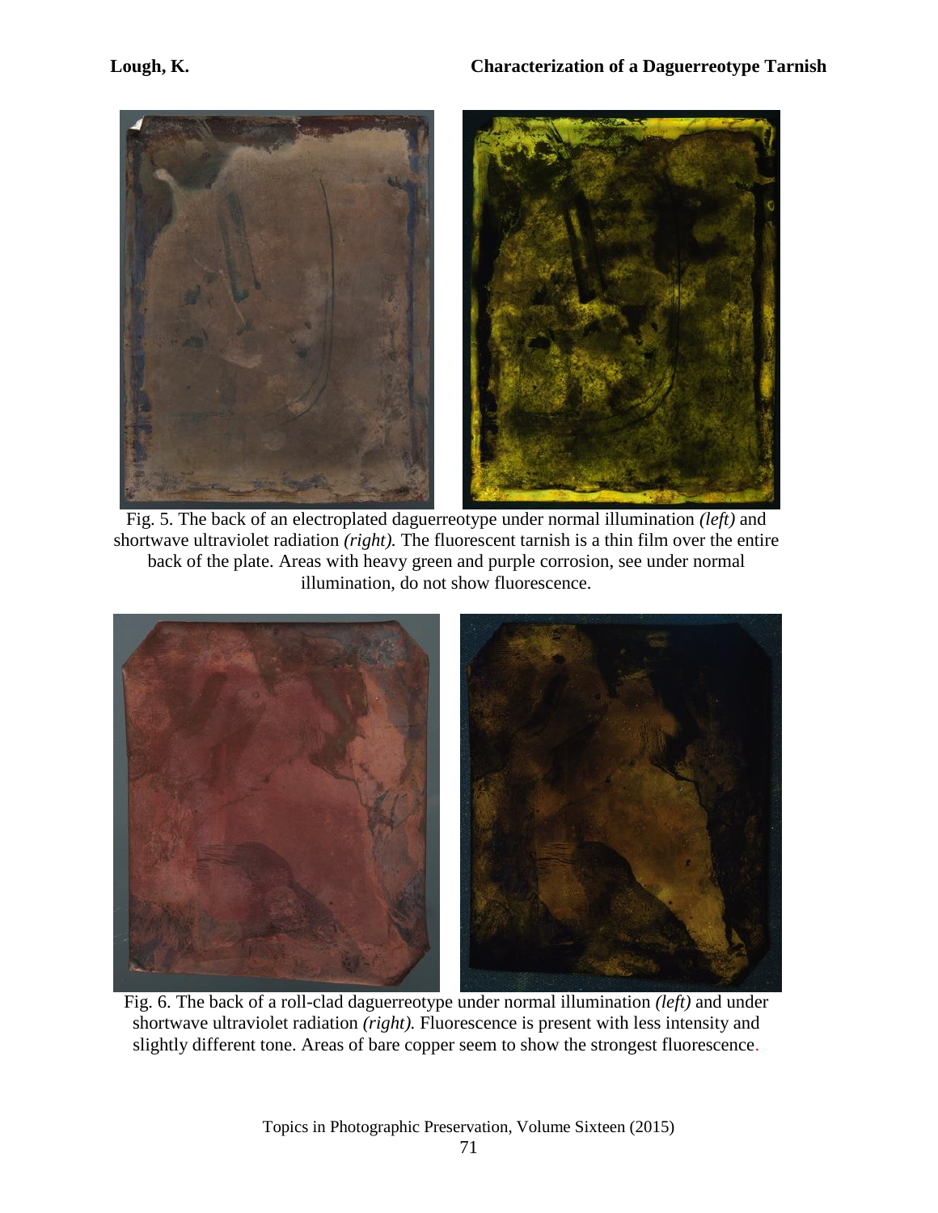Fig. 5. The back of an electroplated daguerreotype under normal illumination *(left)* and shortwave ultraviolet radiation *(right).* The fluorescent tarnish is a thin film over the entire back of the plate. Areas with heavy green and purple corrosion, see under normal illumination, do not show fluorescence.

Fig. 6. The back of a roll-clad daguerreotype under normal illumination *(left)* and under shortwave ultraviolet radiation *(right).* Fluorescence is present with less intensity and slightly different tone. Areas of bare copper seem to show the strongest fluorescence.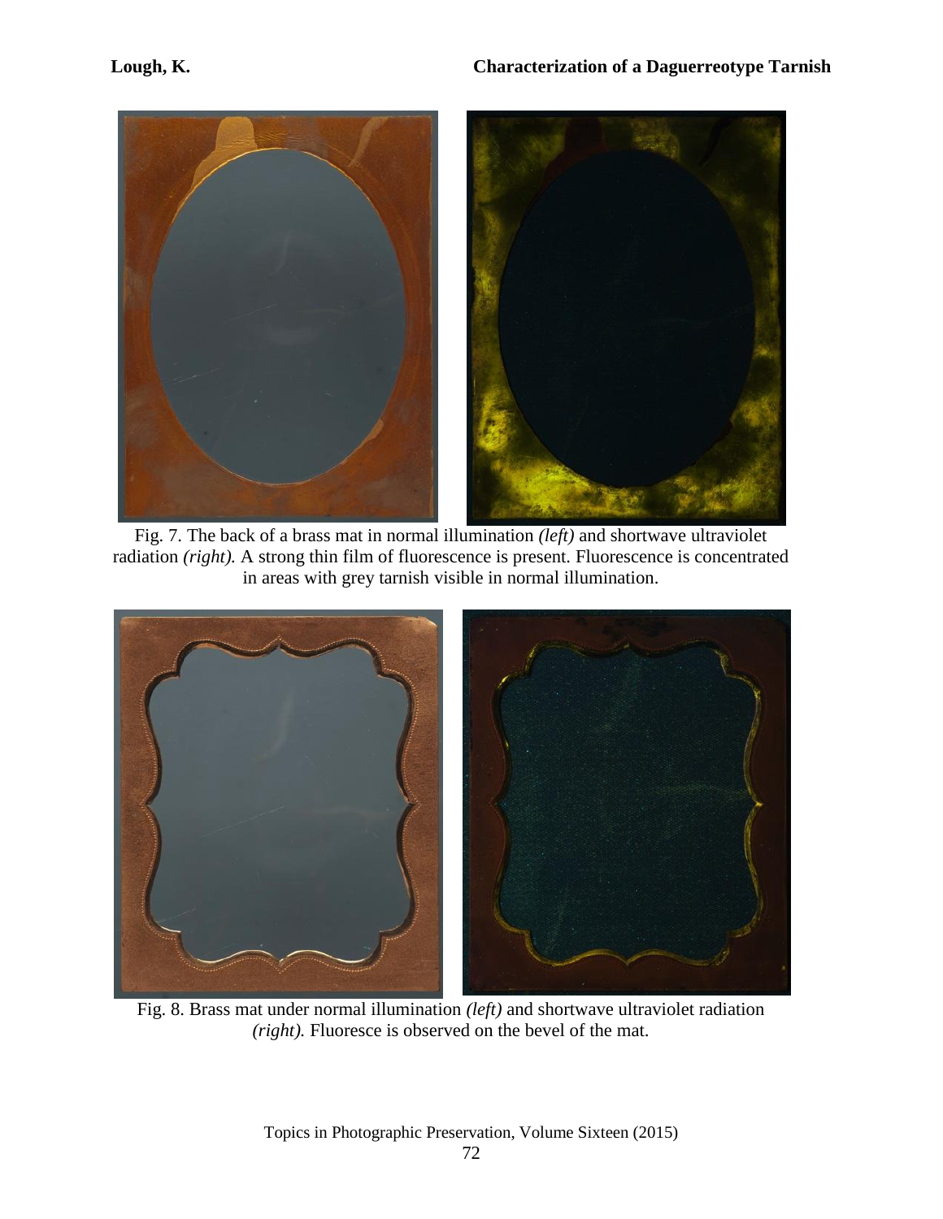Fig. 7. The back of a brass mat in normal illumination *(left)* and shortwave ultraviolet radiation *(right).* A strong thin film of fluorescence is present. Fluorescence is concentrated in areas with grey tarnish visible in normal illumination.

Fig. 8. Brass mat under normal illumination *(left)* and shortwave ultraviolet radiation *(right).* Fluoresce is observed on the bevel of the mat.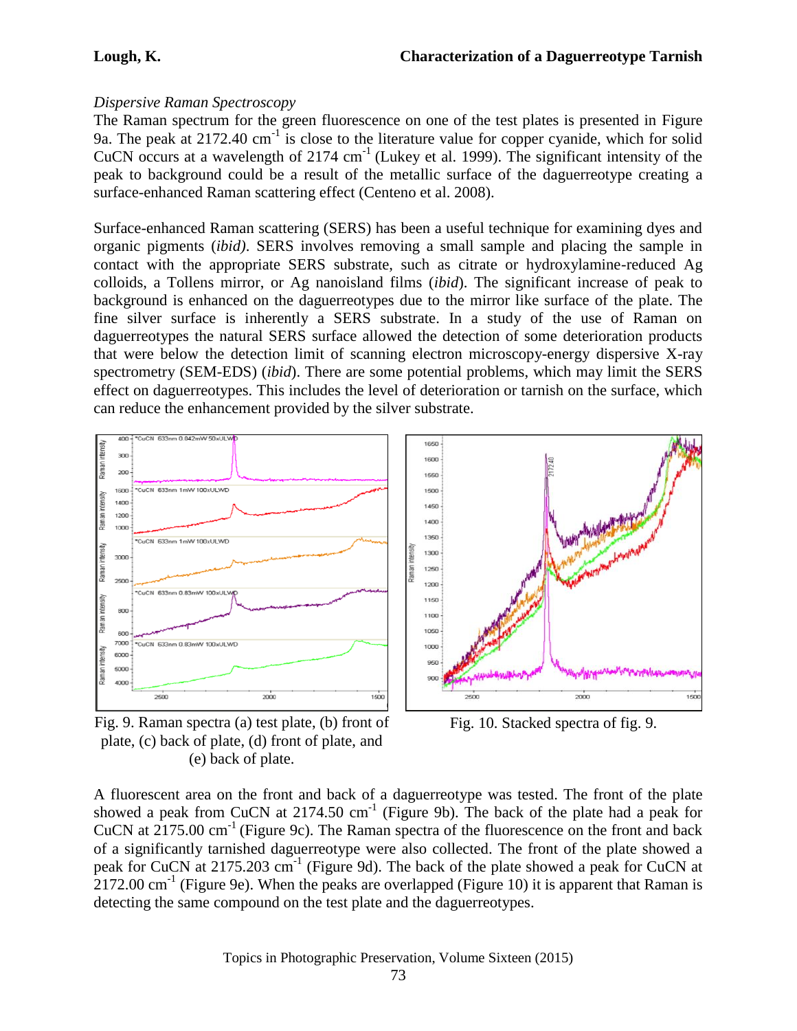*Dispersive Raman Spectroscopy*

The Raman spectrum for the green fluorescence on one of the test plates is presented in Figure 9a. The peak at 2172.40 $cm^{-1}$ is close to the literature value for copper cyanide, which for solid CuCN occurs at a wavelength of 2174 $cm^{-1}$ (Lukey et al. 1999). The significant intensity of the peak to background could be a result of the metallic surface of the daguerreotype creating a surface-enhanced Raman scattering effect (Centeno et al. 2008).

Surface-enhanced Raman scattering (SERS) has been a useful technique for examining dyes and organic pigments (*ibid)*. SERS involves removing a small sample and placing the sample in contact with the appropriate SERS substrate, such as citrate or hydroxylamine-reduced Ag colloids, a Tollens mirror, or Ag nanoisland films (*ibid*). The significant increase of peak to background is enhanced on the daguerreotypes due to the mirror like surface of the plate. The fine silver surface is inherently a SERS substrate. In a study of the use of Raman on daguerreotypes the natural SERS surface allowed the detection of some deterioration products that were below the detection limit of scanning electron microscopy-energy dispersive X-ray spectrometry (SEM-EDS) (*ibid*). There are some potential problems, which may limit the SERS effect on daguerreotypes. This includes the level of deterioration or tarnish on the surface, which can reduce the enhancement provided by the silver substrate.

Fig. 9. Raman spectra (a) test plate, (b) front of plate, (c) back of plate, (d) front of plate, and (e) back of plate.

Fig. 10. Stacked spectra of fig. 9.

A fluorescent area on the front and back of a daguerreotype was tested. The front of the plate showed a peak from CuCN at 2174.50 $cm^{-1}$ (Figure 9b). The back of the plate had a peak for CuCN at 2175.00 $cm^{-1}$ (Figure 9c). The Raman spectra of the fluorescence on the front and back of a significantly tarnished daguerreotype were also collected. The front of the plate showed a peak for CuCN at 2175.203 $cm^{-1}$ (Figure 9d). The back of the plate showed a peak for CuCN at 2172.00 $cm^{-1}$ (Figure 9e). When the peaks are overlapped (Figure 10) it is apparent that Raman is detecting the same compound on the test plate and the daguerreotypes.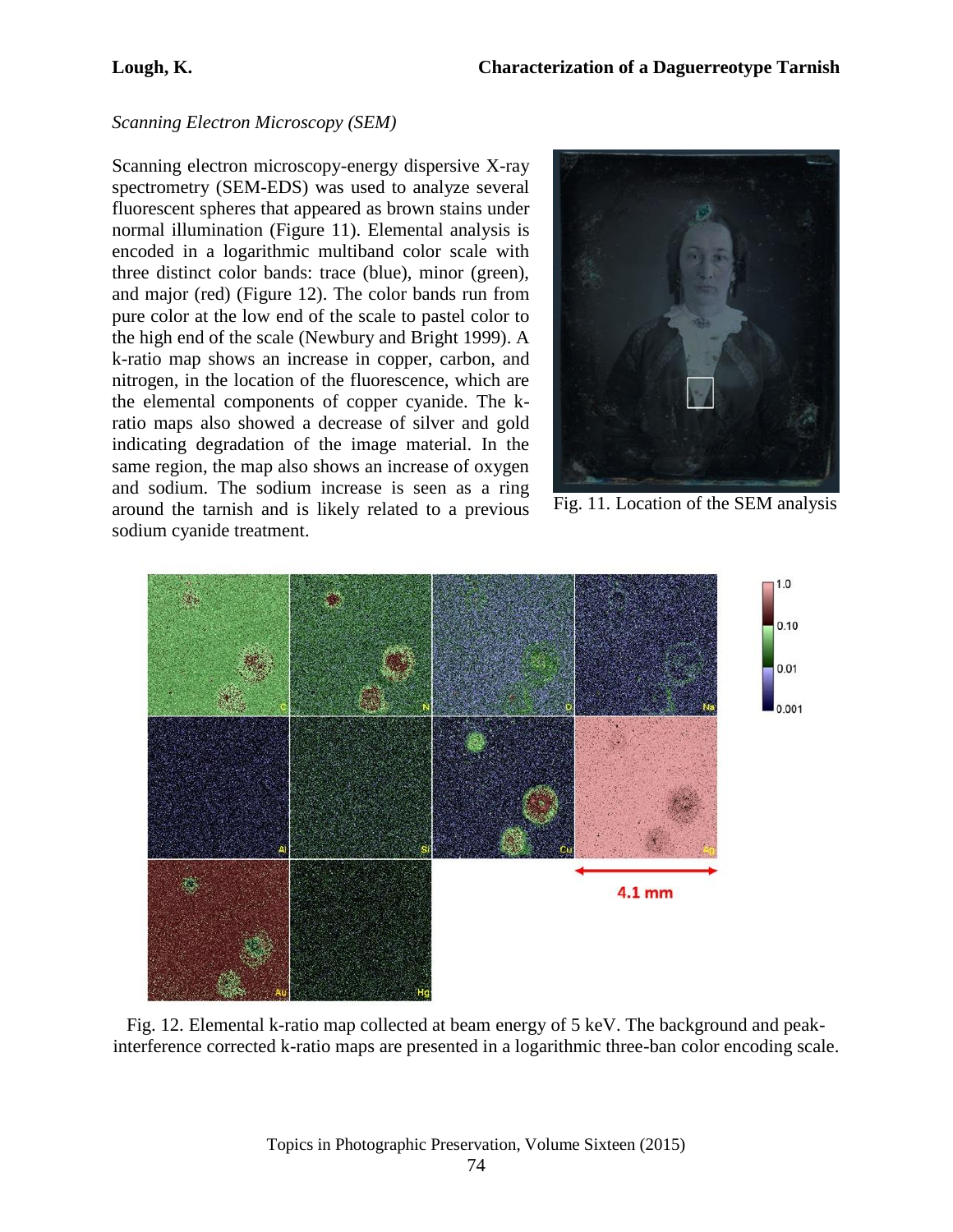*Scanning Electron Microscopy (SEM)*

Scanning electron microscopy-energy dispersive X-ray spectrometry (SEM-EDS) was used to analyze several fluorescent spheres that appeared as brown stains under normal illumination (Figure 11). Elemental analysis is encoded in a logarithmic multiband color scale with three distinct color bands: trace (blue), minor (green), and major (red) (Figure 12). The color bands run from pure color at the low end of the scale to pastel color to the high end of the scale (Newbury and Bright 1999). A k-ratio map shows an increase in copper, carbon, and nitrogen, in the location of the fluorescence, which are the elemental components of copper cyanide. The k-ratio maps also showed a decrease of silver and gold indicating degradation of the image material. In the same region, the map also shows an increase of oxygen and sodium. The sodium increase is seen as a ring around the tarnish and is likely related to a previous sodium cyanide treatment.

Fig. 11. Location of the SEM analysis

Fig. 12. Elemental k-ratio map collected at beam energy of 5 keV. The background and peak-interference corrected k-ratio maps are presented in a logarithmic three-ban color encoding scale.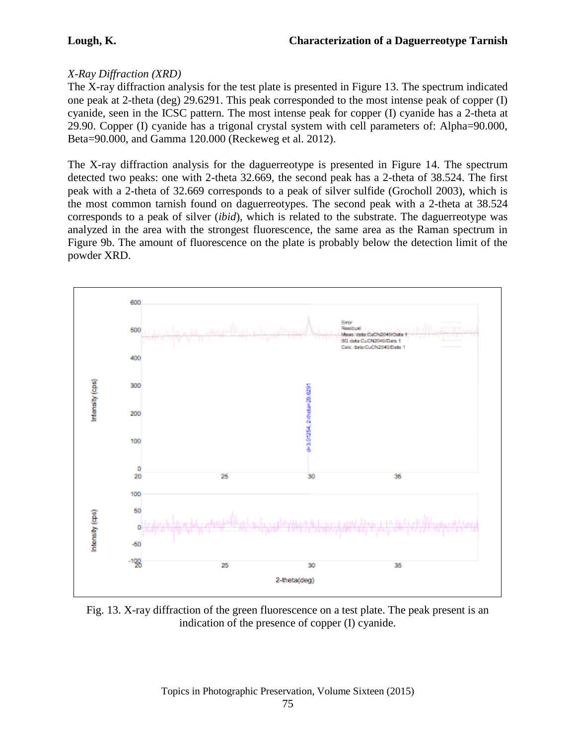*X-Ray Diffraction (XRD)*

The X-ray diffraction analysis for the test plate is presented in Figure 13. The spectrum indicated one peak at 2-theta (deg) 29.6291. This peak corresponded to the most intense peak of copper (I) cyanide, seen in the ICSC pattern. The most intense peak for copper (I) cyanide has a 2-theta at 29.90. Copper (I) cyanide has a trigonal crystal system with cell parameters of: Alpha=90.000, Beta=90.000, and Gamma 120.000 (Reckeweg et al. 2012).

The X-ray diffraction analysis for the daguerreotype is presented in Figure 14. The spectrum detected two peaks: one with 2-theta 32.669, the second peak has a 2-theta of 38.524. The first peak with a 2-theta of 32.669 corresponds to a peak of silver sulfide (Grocholl 2003), which is the most common tarnish found on daguerreotypes. The second peak with a 2-theta at 38.524 corresponds to a peak of silver (*ibid*), which is related to the substrate. The daguerreotype was analyzed in the area with the strongest fluorescence, the same area as the Raman spectrum in Figure 9b. The amount of fluorescence on the plate is probably below the detection limit of the powder XRD.

Fig. 13. X-ray diffraction of the green fluorescence on a test plate. The peak present is an indication of the presence of copper (I) cyanide.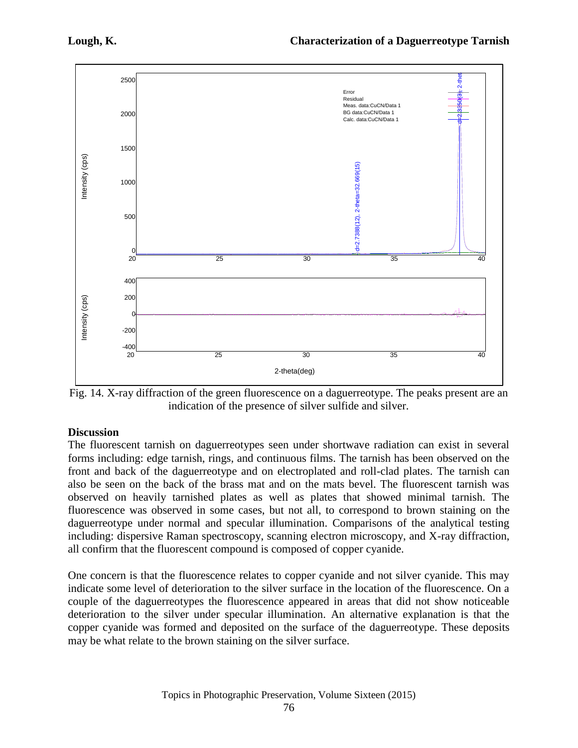Fig. 14. X-ray diffraction of the green fluorescence on a daguerreotype. The peaks present are an indication of the presence of silver sulfide and silver.

## Discussion

The fluorescent tarnish on daguerreotypes seen under shortwave radiation can exist in several forms including: edge tarnish, rings, and continuous films. The tarnish has been observed on the front and back of the daguerreotype and on electroplated and roll-clad plates. The tarnish can also be seen on the back of the brass mat and on the mats bevel. The fluorescent tarnish was observed on heavily tarnished plates as well as plates that showed minimal tarnish. The fluorescence was observed in some cases, but not all, to correspond to brown staining on the daguerreotype under normal and specular illumination. Comparisons of the analytical testing including: dispersive Raman spectroscopy, scanning electron microscopy, and X-ray diffraction, all confirm that the fluorescent compound is composed of copper cyanide.

One concern is that the fluorescence relates to copper cyanide and not silver cyanide. This may indicate some level of deterioration to the silver surface in the location of the fluorescence. On a couple of the daguerreotypes the fluorescence appeared in areas that did not show noticeable deterioration to the silver under specular illumination. An alternative explanation is that the copper cyanide was formed and deposited on the surface of the daguerreotype. These deposits may be what relate to the brown staining on the silver surface.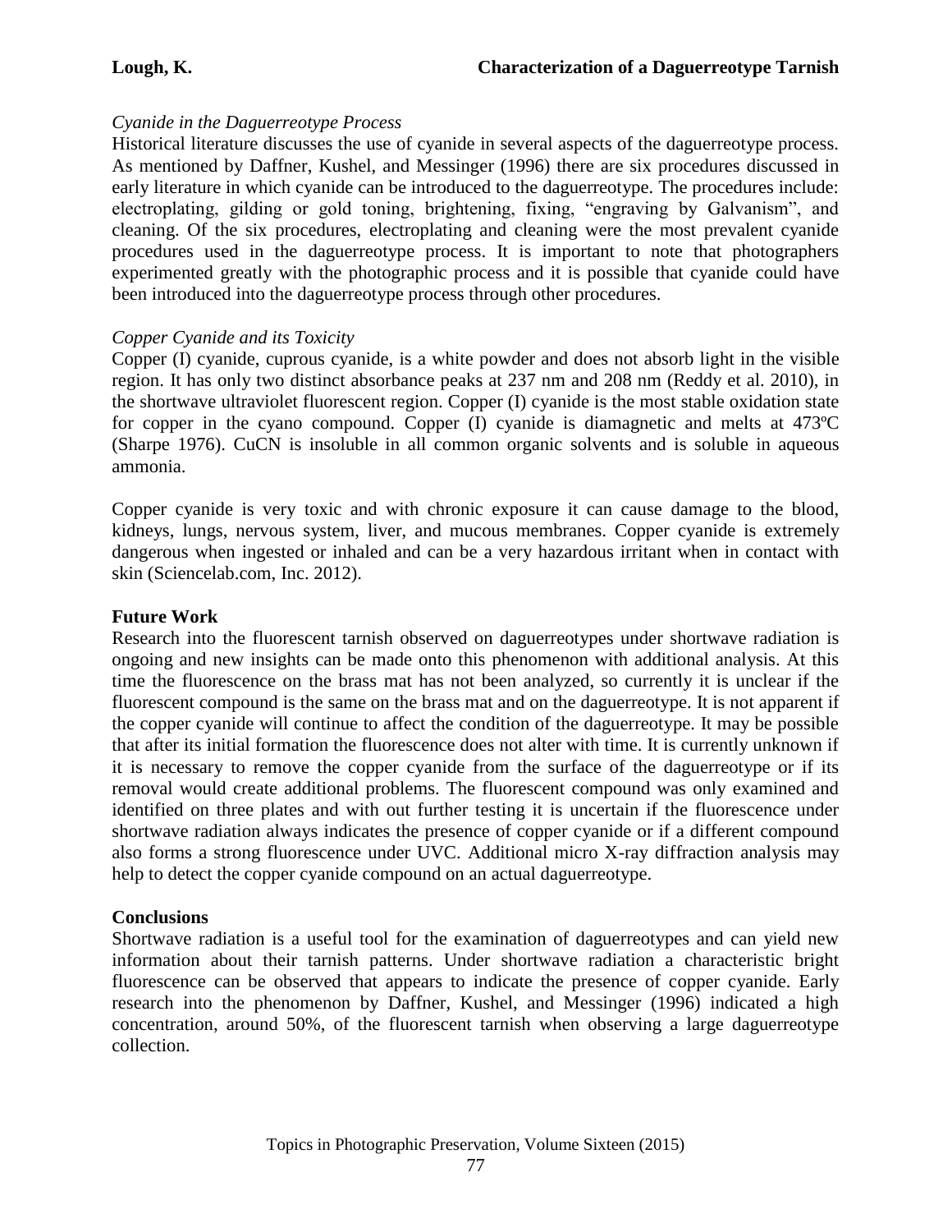*Cyanide in the Daguerreotype Process*

Historical literature discusses the use of cyanide in several aspects of the daguerreotype process. As mentioned by Daffner, Kushel, and Messinger (1996) there are six procedures discussed in early literature in which cyanide can be introduced to the daguerreotype. The procedures include: electroplating, gilding or gold toning, brightening, fixing, "engraving by Galvanism", and cleaning. Of the six procedures, electroplating and cleaning were the most prevalent cyanide procedures used in the daguerreotype process. It is important to note that photographers experimented greatly with the photographic process and it is possible that cyanide could have been introduced into the daguerreotype process through other procedures.

*Copper Cyanide and its Toxicity*

Copper (I) cyanide, cuprous cyanide, is a white powder and does not absorb light in the visible region. It has only two distinct absorbance peaks at 237 nm and 208 nm (Reddy et al. 2010), in the shortwave ultraviolet fluorescent region. Copper (I) cyanide is the most stable oxidation state for copper in the cyano compound. Copper (I) cyanide is diamagnetic and melts at 473ºC (Sharpe 1976). CuCN is insoluble in all common organic solvents and is soluble in aqueous ammonia.

Copper cyanide is very toxic and with chronic exposure it can cause damage to the blood, kidneys, lungs, nervous system, liver, and mucous membranes. Copper cyanide is extremely dangerous when ingested or inhaled and can be a very hazardous irritant when in contact with skin (Sciencelab.com, Inc. 2012).

## Future Work

Research into the fluorescent tarnish observed on daguerreotypes under shortwave radiation is ongoing and new insights can be made onto this phenomenon with additional analysis. At this time the fluorescence on the brass mat has not been analyzed, so currently it is unclear if the fluorescent compound is the same on the brass mat and on the daguerreotype. It is not apparent if the copper cyanide will continue to affect the condition of the daguerreotype. It may be possible that after its initial formation the fluorescence does not alter with time. It is currently unknown if it is necessary to remove the copper cyanide from the surface of the daguerreotype or if its removal would create additional problems. The fluorescent compound was only examined and identified on three plates and with out further testing it is uncertain if the fluorescence under shortwave radiation always indicates the presence of copper cyanide or if a different compound also forms a strong fluorescence under UVC. Additional micro X-ray diffraction analysis may help to detect the copper cyanide compound on an actual daguerreotype.

## Conclusions

Shortwave radiation is a useful tool for the examination of daguerreotypes and can yield new information about their tarnish patterns. Under shortwave radiation a characteristic bright fluorescence can be observed that appears to indicate the presence of copper cyanide. Early research into the phenomenon by Daffner, Kushel, and Messinger (1996) indicated a high concentration, around 50%, of the fluorescent tarnish when observing a large daguerreotype collection.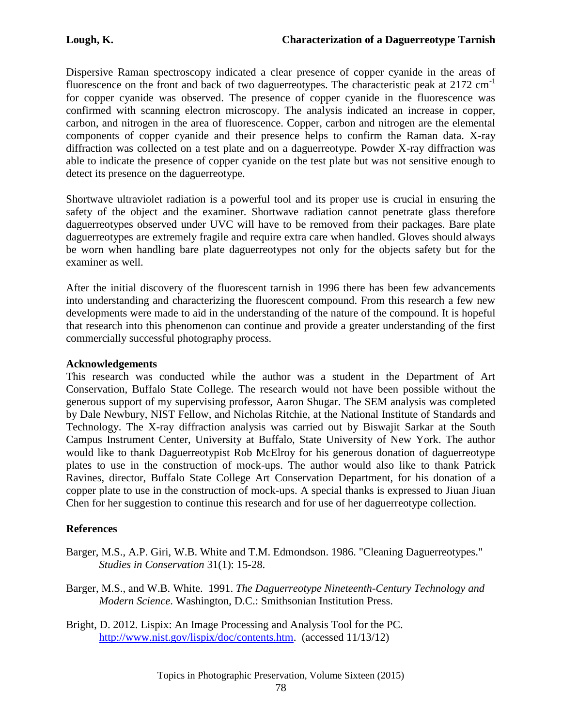Dispersive Raman spectroscopy indicated a clear presence of copper cyanide in the areas of fluorescence on the front and back of two daguerreotypes. The characteristic peak at 2172 $cm^{-1}$ for copper cyanide was observed. The presence of copper cyanide in the fluorescence was confirmed with scanning electron microscopy. The analysis indicated an increase in copper, carbon, and nitrogen in the area of fluorescence. Copper, carbon and nitrogen are the elemental components of copper cyanide and their presence helps to confirm the Raman data. X-ray diffraction was collected on a test plate and on a daguerreotype. Powder X-ray diffraction was able to indicate the presence of copper cyanide on the test plate but was not sensitive enough to detect its presence on the daguerreotype.

Shortwave ultraviolet radiation is a powerful tool and its proper use is crucial in ensuring the safety of the object and the examiner. Shortwave radiation cannot penetrate glass therefore daguerreotypes observed under UVC will have to be removed from their packages. Bare plate daguerreotypes are extremely fragile and require extra care when handled. Gloves should always be worn when handling bare plate daguerreotypes not only for the objects safety but for the examiner as well.

After the initial discovery of the fluorescent tarnish in 1996 there has been few advancements into understanding and characterizing the fluorescent compound. From this research a few new developments were made to aid in the understanding of the nature of the compound. It is hopeful that research into this phenomenon can continue and provide a greater understanding of the first commercially successful photography process.

**Acknowledgements**

This research was conducted while the author was a student in the Department of Art Conservation, Buffalo State College. The research would not have been possible without the generous support of my supervising professor, Aaron Shugar. The SEM analysis was completed by Dale Newbury, NIST Fellow, and Nicholas Ritchie, at the National Institute of Standards and Technology. The X-ray diffraction analysis was carried out by Biswajit Sarkar at the South Campus Instrument Center, University at Buffalo, State University of New York. The author would like to thank Daguerreotypist Rob McElroy for his generous donation of daguerreotype plates to use in the construction of mock-ups. The author would also like to thank Patrick Ravines, director, Buffalo State College Art Conservation Department, for his donation of a copper plate to use in the construction of mock-ups. A special thanks is expressed to Jiuan Jiuan Chen for her suggestion to continue this research and for use of her daguerreotype collection.

**References**

Barger, M.S., A.P. Giri, W.B. White and T.M. Edmondson. 1986. "Cleaning Daguerreotypes." *Studies in Conservation* 31(1): 15-28.

Barger, M.S., and W.B. White. 1991. *The Daguerreotype Nineteenth-Century Technology and Modern Science*. Washington, D.C.: Smithsonian Institution Press.

Bright, D. 2012. Lispix: An Image Processing and Analysis Tool for the PC. http://www.nist.gov/lispix/doc/contents.htm. (accessed 11/13/12)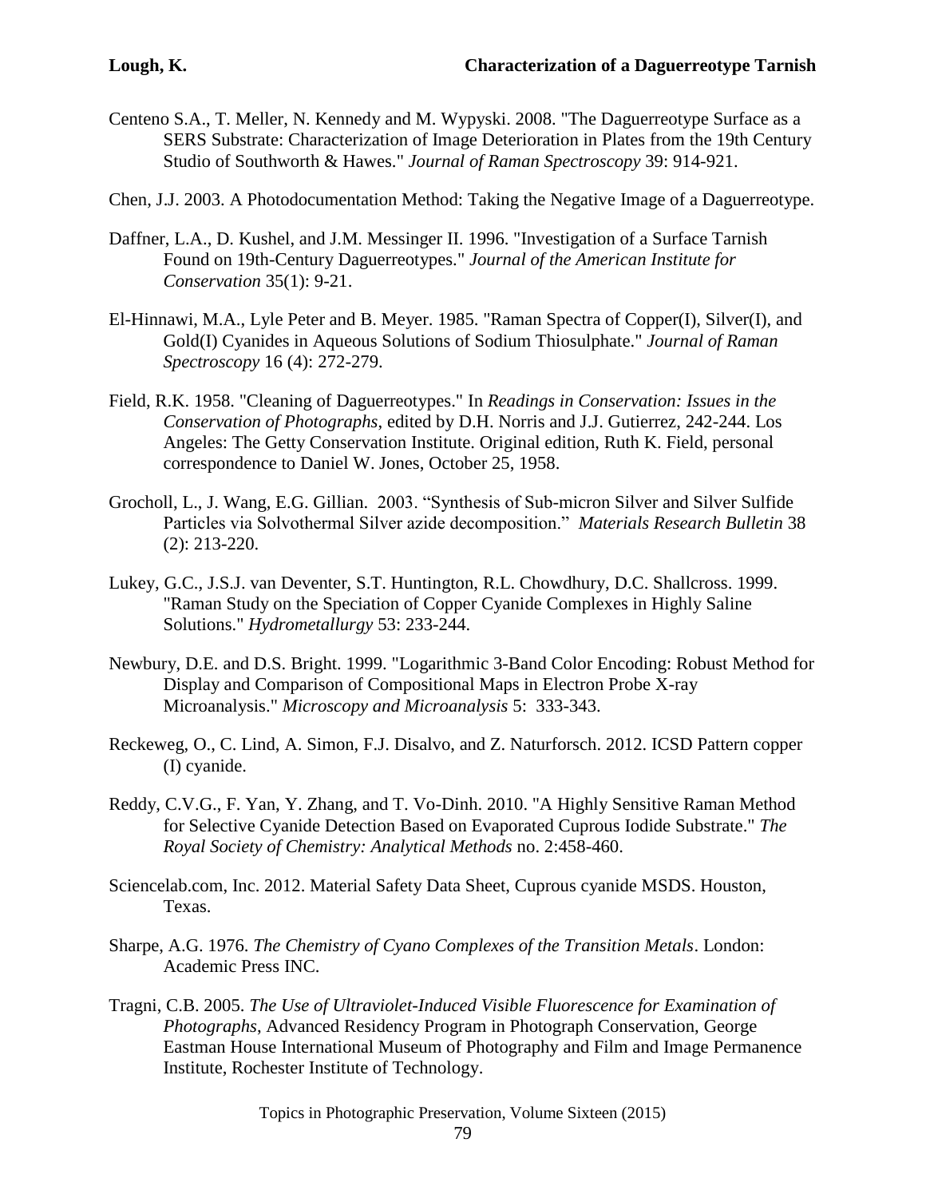Centeno S.A., T. Meller, N. Kennedy and M. Wypyski. 2008. "The Daguerreotype Surface as a SERS Substrate: Characterization of Image Deterioration in Plates from the 19th Century Studio of Southworth & Hawes." *Journal of Raman Spectroscopy* 39: 914-921.

Chen, J.J. 2003. A Photodocumentation Method: Taking the Negative Image of a Daguerreotype.

Daffner, L.A., D. Kushel, and J.M. Messinger II. 1996. "Investigation of a Surface Tarnish Found on 19th-Century Daguerreotypes." *Journal of the American Institute for Conservation* 35(1): 9-21.

El-Hinnawi, M.A., Lyle Peter and B. Meyer. 1985. "Raman Spectra of Copper(I), Silver(I), and Gold(I) Cyanides in Aqueous Solutions of Sodium Thiosulphate." *Journal of Raman Spectroscopy* 16 (4): 272-279.

Field, R.K. 1958. "Cleaning of Daguerreotypes." In *Readings in Conservation: Issues in the Conservation of Photographs*, edited by D.H. Norris and J.J. Gutierrez, 242-244. Los Angeles: The Getty Conservation Institute. Original edition, Ruth K. Field, personal correspondence to Daniel W. Jones, October 25, 1958.

Grocholl, L., J. Wang, E.G. Gillian. 2003. "Synthesis of Sub-micron Silver and Silver Sulfide Particles via Solvothermal Silver azide decomposition." *Materials Research Bulletin* 38 (2): 213-220.

Lukey, G.C., J.S.J. van Deventer, S.T. Huntington, R.L. Chowdhury, D.C. Shallcross. 1999. "Raman Study on the Speciation of Copper Cyanide Complexes in Highly Saline Solutions." *Hydrometallurgy* 53: 233-244.

Newbury, D.E. and D.S. Bright. 1999. "Logarithmic 3-Band Color Encoding: Robust Method for Display and Comparison of Compositional Maps in Electron Probe X-ray Microanalysis." *Microscopy and Microanalysis* 5: 333-343.

Reckeweg, O., C. Lind, A. Simon, F.J. Disalvo, and Z. Naturforsch. 2012. ICSD Pattern copper (I) cyanide.

Reddy, C.V.G., F. Yan, Y. Zhang, and T. Vo-Dinh. 2010. "A Highly Sensitive Raman Method for Selective Cyanide Detection Based on Evaporated Cuprous Iodide Substrate." *The Royal Society of Chemistry: Analytical Methods* no. 2:458-460.

Sciencelab.com, Inc. 2012. Material Safety Data Sheet, Cuprous cyanide MSDS. Houston, Texas.

Sharpe, A.G. 1976. *The Chemistry of Cyano Complexes of the Transition Metals*. London: Academic Press INC.

Tragni, C.B. 2005. *The Use of Ultraviolet-Induced Visible Fluorescence for Examination of Photographs*, Advanced Residency Program in Photograph Conservation, George Eastman House International Museum of Photography and Film and Image Permanence Institute, Rochester Institute of Technology.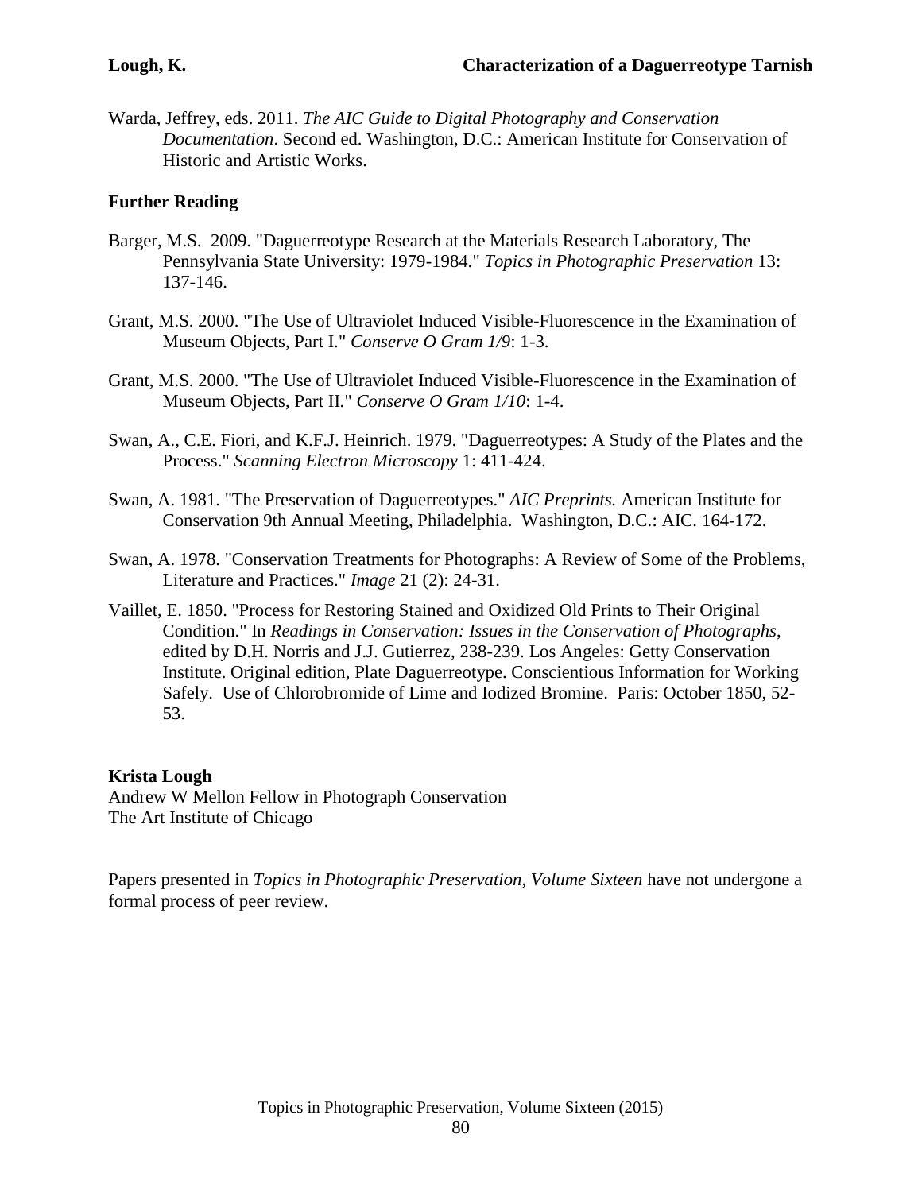Warda, Jeffrey, eds. 2011. *The AIC Guide to Digital Photography and Conservation Documentation*. Second ed. Washington, D.C.: American Institute for Conservation of Historic and Artistic Works.

## Further Reading

Barger, M.S. 2009. "Daguerreotype Research at the Materials Research Laboratory, The Pennsylvania State University: 1979-1984." *Topics in Photographic Preservation* 13: 137-146.

Grant, M.S. 2000. "The Use of Ultraviolet Induced Visible-Fluorescence in the Examination of Museum Objects, Part I." *Conserve O Gram 1/9*: 1-3.

Grant, M.S. 2000. "The Use of Ultraviolet Induced Visible-Fluorescence in the Examination of Museum Objects, Part II." *Conserve O Gram 1/10*: 1-4.

Swan, A., C.E. Fiori, and K.F.J. Heinrich. 1979. "Daguerreotypes: A Study of the Plates and the Process." *Scanning Electron Microscopy* 1: 411-424.

Swan, A. 1981. "The Preservation of Daguerreotypes." *AIC Preprints.* American Institute for Conservation 9th Annual Meeting, Philadelphia. Washington, D.C.: AIC. 164-172.

Swan, A. 1978. "Conservation Treatments for Photographs: A Review of Some of the Problems, Literature and Practices." *Image* 21 (2): 24-31.

Vaillet, E. 1850. "Process for Restoring Stained and Oxidized Old Prints to Their Original Condition." In *Readings in Conservation: Issues in the Conservation of Photographs*, edited by D.H. Norris and J.J. Gutierrez, 238-239. Los Angeles: Getty Conservation Institute. Original edition, Plate Daguerreotype. Conscientious Information for Working Safely. Use of Chlorobromide of Lime and Iodized Bromine. Paris: October 1850, 52-53.

**Krista Lough**
Andrew W Mellon Fellow in Photograph Conservation
The Art Institute of Chicago

Papers presented in *Topics in Photographic Preservation, Volume Sixteen* have not undergone a formal process of peer review.